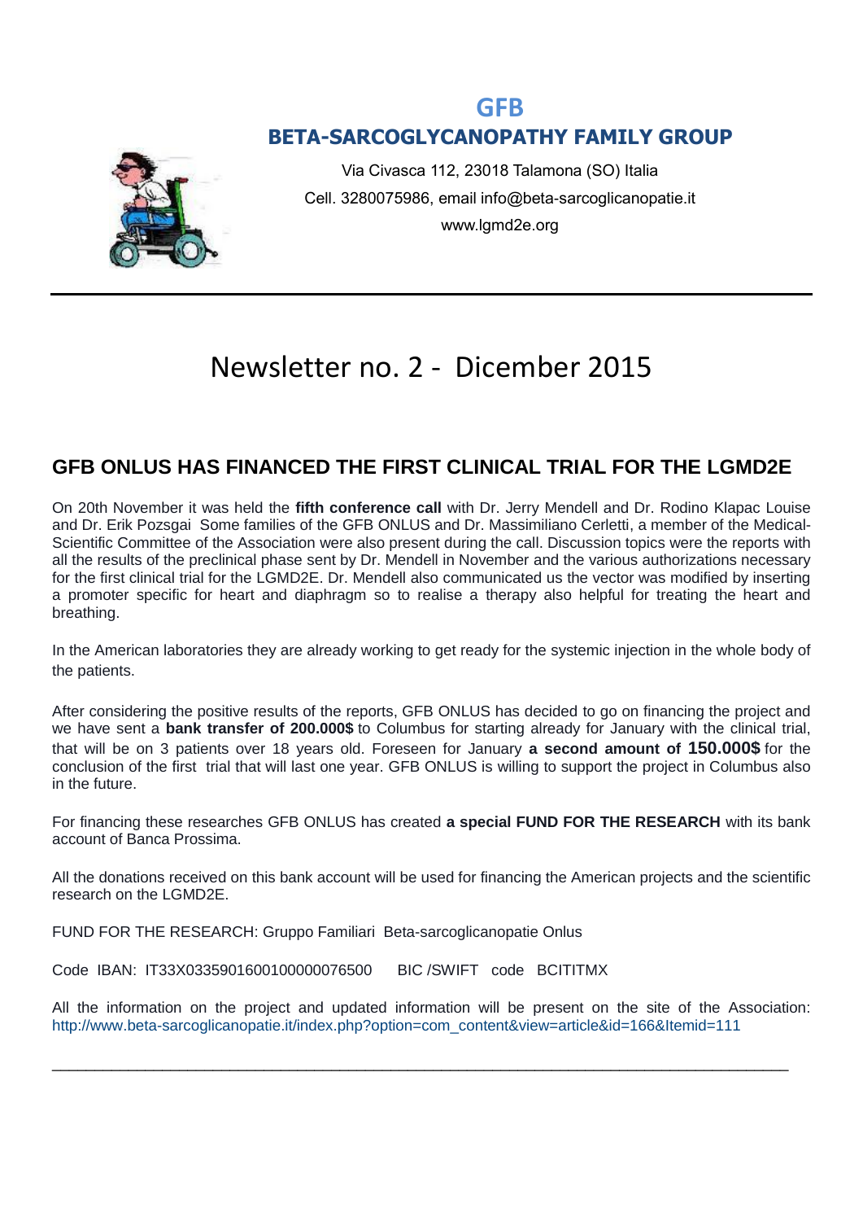# GFB

## BETA-SARCOGLYCANOPATHY FAMILY GROUP

Via Civasca 112, 23018 Talamona (SO) Italia

Cell. 3280075986, email info@beta-sarcoglicanopatie.it

www.lgmd2e.org

---

# Newsletter no. 2 - Dicember 2015

## GFB ONLUS HAS FINANCED THE FIRST CLINICAL TRIAL FOR THE LGMD2E

On 20th November it was held the **fifth conference call** with Dr. Jerry Mendell and Dr. Rodino Klapac Louise and Dr. Erik Pozsgai Some families of the GFB ONLUS and Dr. Massimiliano Cerletti, a member of the Medical-Scientific Committee of the Association were also present during the call. Discussion topics were the reports with all the results of the preclinical phase sent by Dr. Mendell in November and the various authorizations necessary for the first clinical trial for the LGMD2E. Dr. Mendell also communicated us the vector was modified by inserting a promoter specific for heart and diaphragm so to realise a therapy also helpful for treating the heart and breathing.

In the American laboratories they are already working to get ready for the systemic injection in the whole body of the patients.

After considering the positive results of the reports, GFB ONLUS has decided to go on financing the project and we have sent a **bank transfer of 200.000$** to Columbus for starting already for January with the clinical trial, that will be on 3 patients over 18 years old. Foreseen for January **a second amount of 150.000$** for the conclusion of the first trial that will last one year. GFB ONLUS is willing to support the project in Columbus also in the future.

For financing these researches GFB ONLUS has created **a special FUND FOR THE RESEARCH** with its bank account of Banca Prossima.

All the donations received on this bank account will be used for financing the American projects and the scientific research on the LGMD2E.

FUND FOR THE RESEARCH: Gruppo Familiari Beta-sarcoglicanopatie Onlus

Code IBAN: IT33X0335901600100000076500 BIC /SWIFT code BCITITMX

All the information on the project and updated information will be present on the site of the Association: http://www.beta-sarcoglicanopatie.it/index.php?option=com_content&view=article&id=166&Itemid=111

---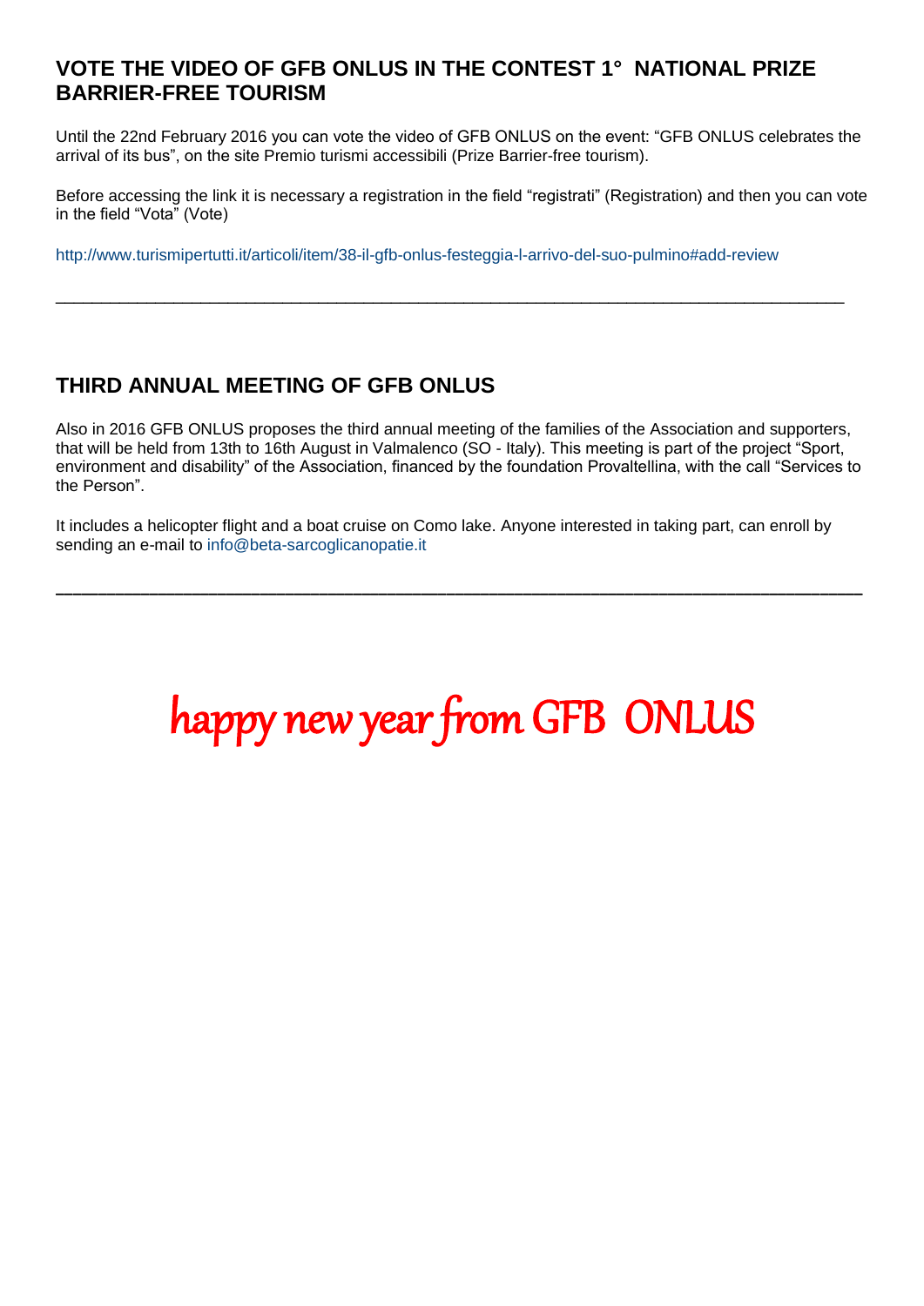## VOTE THE VIDEO OF GFB ONLUS IN THE CONTEST 1° NATIONAL PRIZE BARRIER-FREE TOURISM

Until the 22nd February 2016 you can vote the video of GFB ONLUS on the event: "GFB ONLUS celebrates the arrival of its bus", on the site Premio turismi accessibili (Prize Barrier-free tourism).

Before accessing the link it is necessary a registration in the field "registrati" (Registration) and then you can vote in the field "Vota" (Vote)

http://www.turismipertutti.it/articoli/item/38-il-gfb-onlus-festeggia-l-arrivo-del-suo-pulmino#add-review

---

## THIRD ANNUAL MEETING OF GFB ONLUS

Also in 2016 GFB ONLUS proposes the third annual meeting of the families of the Association and supporters, that will be held from 13th to 16th August in Valmalenco (SO - Italy). This meeting is part of the project "Sport, environment and disability" of the Association, financed by the foundation Provaltellina, with the call "Services to the Person".

It includes a helicopter flight and a boat cruise on Como lake. Anyone interested in taking part, can enroll by sending an e-mail to info@beta-sarcoglicanopatie.it

---

# *happy new year from GFB ONLUS*